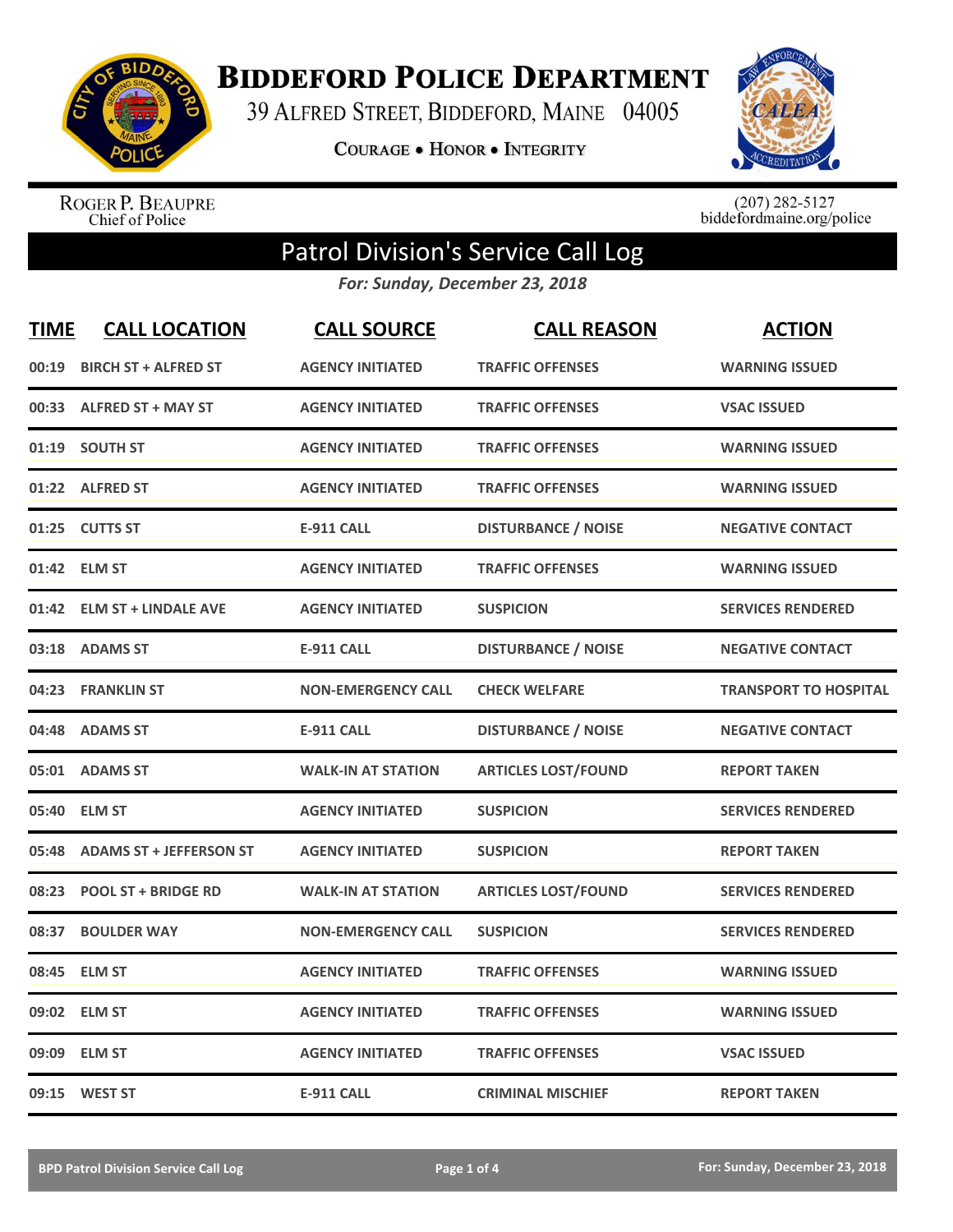# Biddeford Police Department

39 Alfred Street, Biddeford, Maine 04005

Courage • Honor • Integrity

Roger P. Beaupre
Chief of Police

(207) 282-5127
biddefordmaine.org/police

## Patrol Division's Service Call Log

*For: Sunday, December 23, 2018*

| TIME | CALL LOCATION | CALL SOURCE | CALL REASON | ACTION |
|---|---|---|---|---|
| 00:19 | BIRCH ST + ALFRED ST | AGENCY INITIATED | TRAFFIC OFFENSES | WARNING ISSUED |
| 00:33 | ALFRED ST + MAY ST | AGENCY INITIATED | TRAFFIC OFFENSES | VSAC ISSUED |
| 01:19 | SOUTH ST | AGENCY INITIATED | TRAFFIC OFFENSES | WARNING ISSUED |
| 01:22 | ALFRED ST | AGENCY INITIATED | TRAFFIC OFFENSES | WARNING ISSUED |
| 01:25 | CUTTS ST | E-911 CALL | DISTURBANCE / NOISE | NEGATIVE CONTACT |
| 01:42 | ELM ST | AGENCY INITIATED | TRAFFIC OFFENSES | WARNING ISSUED |
| 01:42 | ELM ST + LINDALE AVE | AGENCY INITIATED | SUSPICION | SERVICES RENDERED |
| 03:18 | ADAMS ST | E-911 CALL | DISTURBANCE / NOISE | NEGATIVE CONTACT |
| 04:23 | FRANKLIN ST | NON-EMERGENCY CALL | CHECK WELFARE | TRANSPORT TO HOSPITAL |
| 04:48 | ADAMS ST | E-911 CALL | DISTURBANCE / NOISE | NEGATIVE CONTACT |
| 05:01 | ADAMS ST | WALK-IN AT STATION | ARTICLES LOST/FOUND | REPORT TAKEN |
| 05:40 | ELM ST | AGENCY INITIATED | SUSPICION | SERVICES RENDERED |
| 05:48 | ADAMS ST + JEFFERSON ST | AGENCY INITIATED | SUSPICION | REPORT TAKEN |
| 08:23 | POOL ST + BRIDGE RD | WALK-IN AT STATION | ARTICLES LOST/FOUND | SERVICES RENDERED |
| 08:37 | BOULDER WAY | NON-EMERGENCY CALL | SUSPICION | SERVICES RENDERED |
| 08:45 | ELM ST | AGENCY INITIATED | TRAFFIC OFFENSES | WARNING ISSUED |
| 09:02 | ELM ST | AGENCY INITIATED | TRAFFIC OFFENSES | WARNING ISSUED |
| 09:09 | ELM ST | AGENCY INITIATED | TRAFFIC OFFENSES | VSAC ISSUED |
| 09:15 | WEST ST | E-911 CALL | CRIMINAL MISCHIEF | REPORT TAKEN |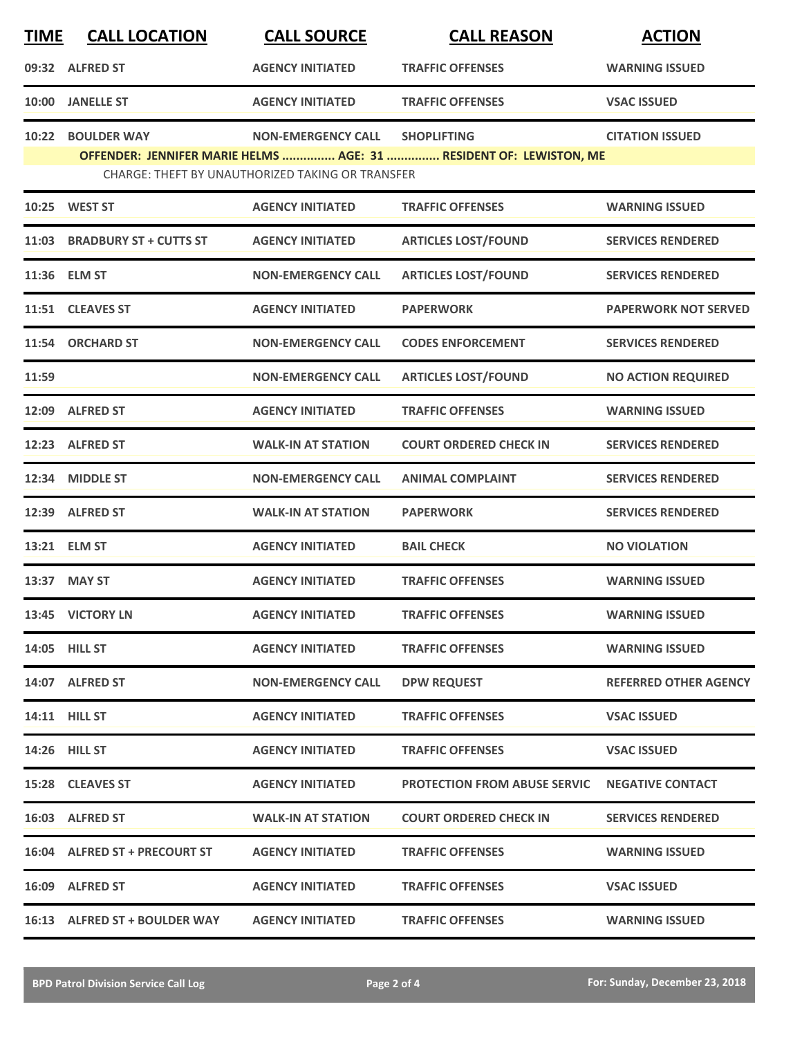| TIME | CALL LOCATION | CALL SOURCE | CALL REASON | ACTION |
|---|---|---|---|---|
| 09:32 | ALFRED ST | AGENCY INITIATED | TRAFFIC OFFENSES | WARNING ISSUED |
| 10:00 | JANELLE ST | AGENCY INITIATED | TRAFFIC OFFENSES | VSAC ISSUED |
| 10:22 | BOULDER WAY | NON-EMERGENCY CALL | SHOPLIFTING | CITATION ISSUED |
| | **OFFENDER: JENNIFER MARIE HELMS ............... AGE: 31 ............... RESIDENT OF: LEWISTON, ME** | | | |
| | CHARGE: THEFT BY UNAUTHORIZED TAKING OR TRANSFER | | | |
| 10:25 | WEST ST | AGENCY INITIATED | TRAFFIC OFFENSES | WARNING ISSUED |
| 11:03 | BRADBURY ST + CUTTS ST | AGENCY INITIATED | ARTICLES LOST/FOUND | SERVICES RENDERED |
| 11:36 | ELM ST | NON-EMERGENCY CALL | ARTICLES LOST/FOUND | SERVICES RENDERED |
| 11:51 | CLEAVES ST | AGENCY INITIATED | PAPERWORK | PAPERWORK NOT SERVED |
| 11:54 | ORCHARD ST | NON-EMERGENCY CALL | CODES ENFORCEMENT | SERVICES RENDERED |
| 11:59 | | NON-EMERGENCY CALL | ARTICLES LOST/FOUND | NO ACTION REQUIRED |
| 12:09 | ALFRED ST | AGENCY INITIATED | TRAFFIC OFFENSES | WARNING ISSUED |
| 12:23 | ALFRED ST | WALK-IN AT STATION | COURT ORDERED CHECK IN | SERVICES RENDERED |
| 12:34 | MIDDLE ST | NON-EMERGENCY CALL | ANIMAL COMPLAINT | SERVICES RENDERED |
| 12:39 | ALFRED ST | WALK-IN AT STATION | PAPERWORK | SERVICES RENDERED |
| 13:21 | ELM ST | AGENCY INITIATED | BAIL CHECK | NO VIOLATION |
| 13:37 | MAY ST | AGENCY INITIATED | TRAFFIC OFFENSES | WARNING ISSUED |
| 13:45 | VICTORY LN | AGENCY INITIATED | TRAFFIC OFFENSES | WARNING ISSUED |
| 14:05 | HILL ST | AGENCY INITIATED | TRAFFIC OFFENSES | WARNING ISSUED |
| 14:07 | ALFRED ST | NON-EMERGENCY CALL | DPW REQUEST | REFERRED OTHER AGENCY |
| 14:11 | HILL ST | AGENCY INITIATED | TRAFFIC OFFENSES | VSAC ISSUED |
| 14:26 | HILL ST | AGENCY INITIATED | TRAFFIC OFFENSES | VSAC ISSUED |
| 15:28 | CLEAVES ST | AGENCY INITIATED | PROTECTION FROM ABUSE SERVIC | NEGATIVE CONTACT |
| 16:03 | ALFRED ST | WALK-IN AT STATION | COURT ORDERED CHECK IN | SERVICES RENDERED |
| 16:04 | ALFRED ST + PRECOURT ST | AGENCY INITIATED | TRAFFIC OFFENSES | WARNING ISSUED |
| 16:09 | ALFRED ST | AGENCY INITIATED | TRAFFIC OFFENSES | VSAC ISSUED |
| 16:13 | ALFRED ST + BOULDER WAY | AGENCY INITIATED | TRAFFIC OFFENSES | WARNING ISSUED |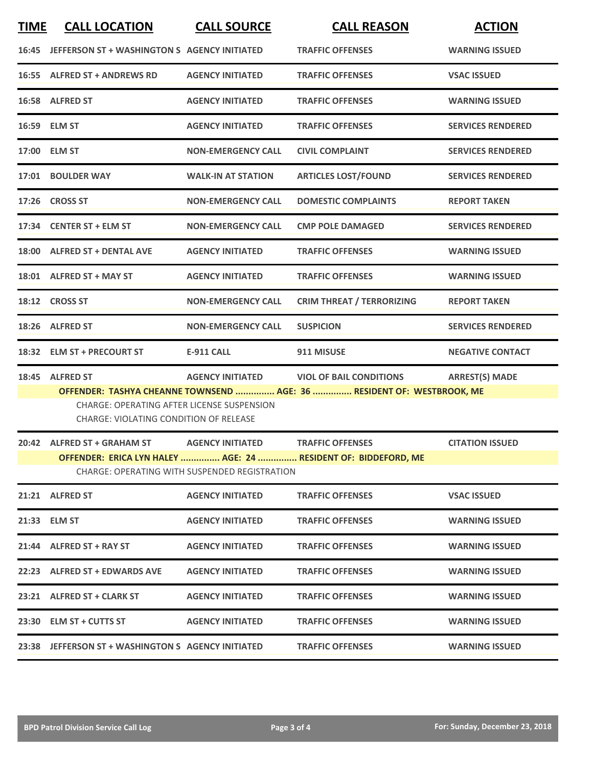| TIME | CALL LOCATION | CALL SOURCE | CALL REASON | ACTION |
|---|---|---|---|---|
| 16:45 | JEFFERSON ST + WASHINGTON S | AGENCY INITIATED | TRAFFIC OFFENSES | WARNING ISSUED |
| 16:55 | ALFRED ST + ANDREWS RD | AGENCY INITIATED | TRAFFIC OFFENSES | VSAC ISSUED |
| 16:58 | ALFRED ST | AGENCY INITIATED | TRAFFIC OFFENSES | WARNING ISSUED |
| 16:59 | ELM ST | AGENCY INITIATED | TRAFFIC OFFENSES | SERVICES RENDERED |
| 17:00 | ELM ST | NON-EMERGENCY CALL | CIVIL COMPLAINT | SERVICES RENDERED |
| 17:01 | BOULDER WAY | WALK-IN AT STATION | ARTICLES LOST/FOUND | SERVICES RENDERED |
| 17:26 | CROSS ST | NON-EMERGENCY CALL | DOMESTIC COMPLAINTS | REPORT TAKEN |
| 17:34 | CENTER ST + ELM ST | NON-EMERGENCY CALL | CMP POLE DAMAGED | SERVICES RENDERED |
| 18:00 | ALFRED ST + DENTAL AVE | AGENCY INITIATED | TRAFFIC OFFENSES | WARNING ISSUED |
| 18:01 | ALFRED ST + MAY ST | AGENCY INITIATED | TRAFFIC OFFENSES | WARNING ISSUED |
| 18:12 | CROSS ST | NON-EMERGENCY CALL | CRIM THREAT / TERRORIZING | REPORT TAKEN |
| 18:26 | ALFRED ST | NON-EMERGENCY CALL | SUSPICION | SERVICES RENDERED |
| 18:32 | ELM ST + PRECOURT ST | E-911 CALL | 911 MISUSE | NEGATIVE CONTACT |
| 18:45 | ALFRED ST | AGENCY INITIATED | VIOL OF BAIL CONDITIONS | ARREST(S) MADE |

**OFFENDER: TASHYA CHEANNE TOWNSEND ............... AGE: 36 ............... RESIDENT OF: WESTBROOK, ME**

CHARGE: OPERATING AFTER LICENSE SUSPENSION

CHARGE: VIOLATING CONDITION OF RELEASE

| TIME | CALL LOCATION | CALL SOURCE | CALL REASON | ACTION |
|---|---|---|---|---|
| 20:42 | ALFRED ST + GRAHAM ST | AGENCY INITIATED | TRAFFIC OFFENSES | CITATION ISSUED |

**OFFENDER: ERICA LYN HALEY ............... AGE: 24 ............... RESIDENT OF: BIDDEFORD, ME**

CHARGE: OPERATING WITH SUSPENDED REGISTRATION

| TIME | CALL LOCATION | CALL SOURCE | CALL REASON | ACTION |
|---|---|---|---|---|
| 21:21 | ALFRED ST | AGENCY INITIATED | TRAFFIC OFFENSES | VSAC ISSUED |
| 21:33 | ELM ST | AGENCY INITIATED | TRAFFIC OFFENSES | WARNING ISSUED |
| 21:44 | ALFRED ST + RAY ST | AGENCY INITIATED | TRAFFIC OFFENSES | WARNING ISSUED |
| 22:23 | ALFRED ST + EDWARDS AVE | AGENCY INITIATED | TRAFFIC OFFENSES | WARNING ISSUED |
| 23:21 | ALFRED ST + CLARK ST | AGENCY INITIATED | TRAFFIC OFFENSES | WARNING ISSUED |
| 23:30 | ELM ST + CUTTS ST | AGENCY INITIATED | TRAFFIC OFFENSES | WARNING ISSUED |
| 23:38 | JEFFERSON ST + WASHINGTON S | AGENCY INITIATED | TRAFFIC OFFENSES | WARNING ISSUED |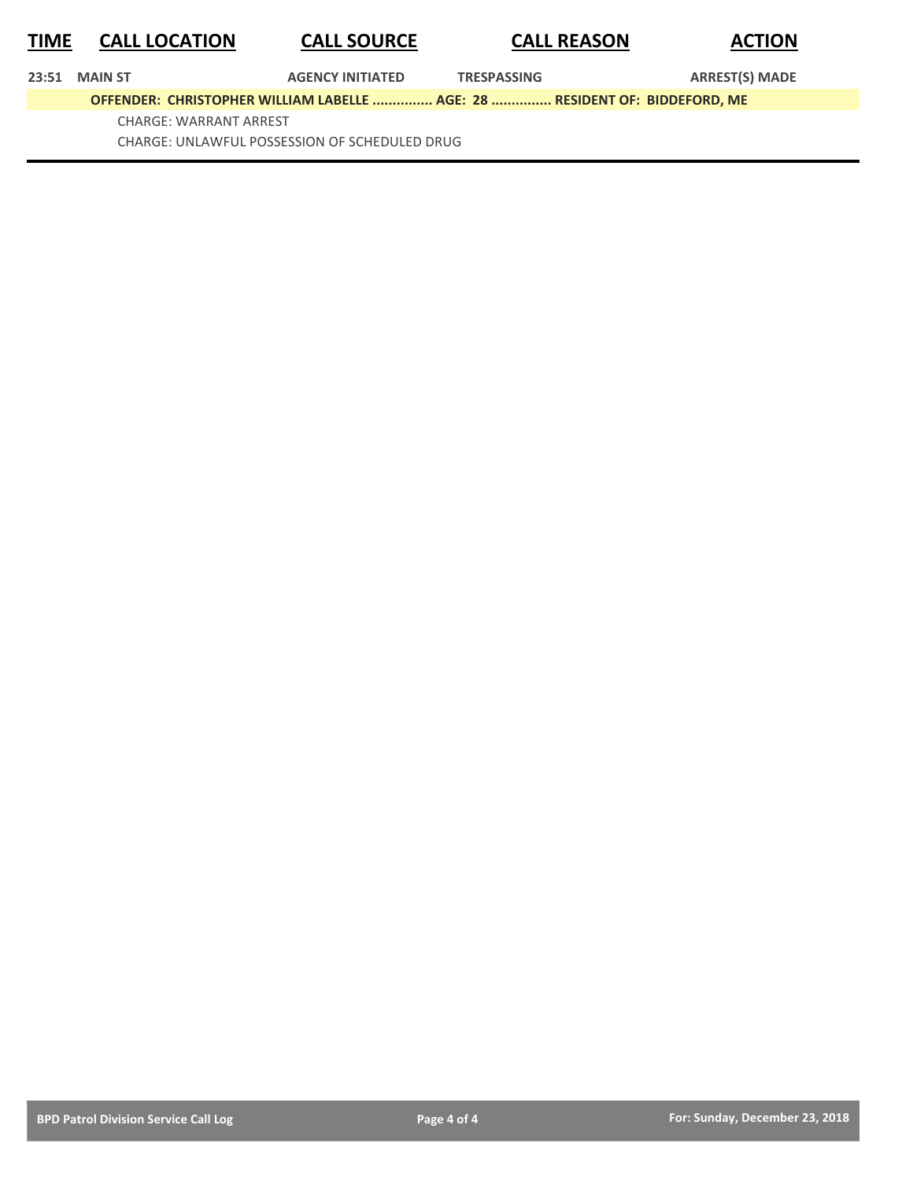| TIME | CALL LOCATION | CALL SOURCE | CALL REASON | ACTION |
|---|---|---|---|---|
| 23:51 | MAIN ST | AGENCY INITIATED | TRESPASSING | ARREST(S) MADE |

**OFFENDER: CHRISTOPHER WILLIAM LABELLE ............... AGE: 28 ............... RESIDENT OF: BIDDEFORD, ME**

CHARGE: WARRANT ARREST

CHARGE: UNLAWFUL POSSESSION OF SCHEDULED DRUG